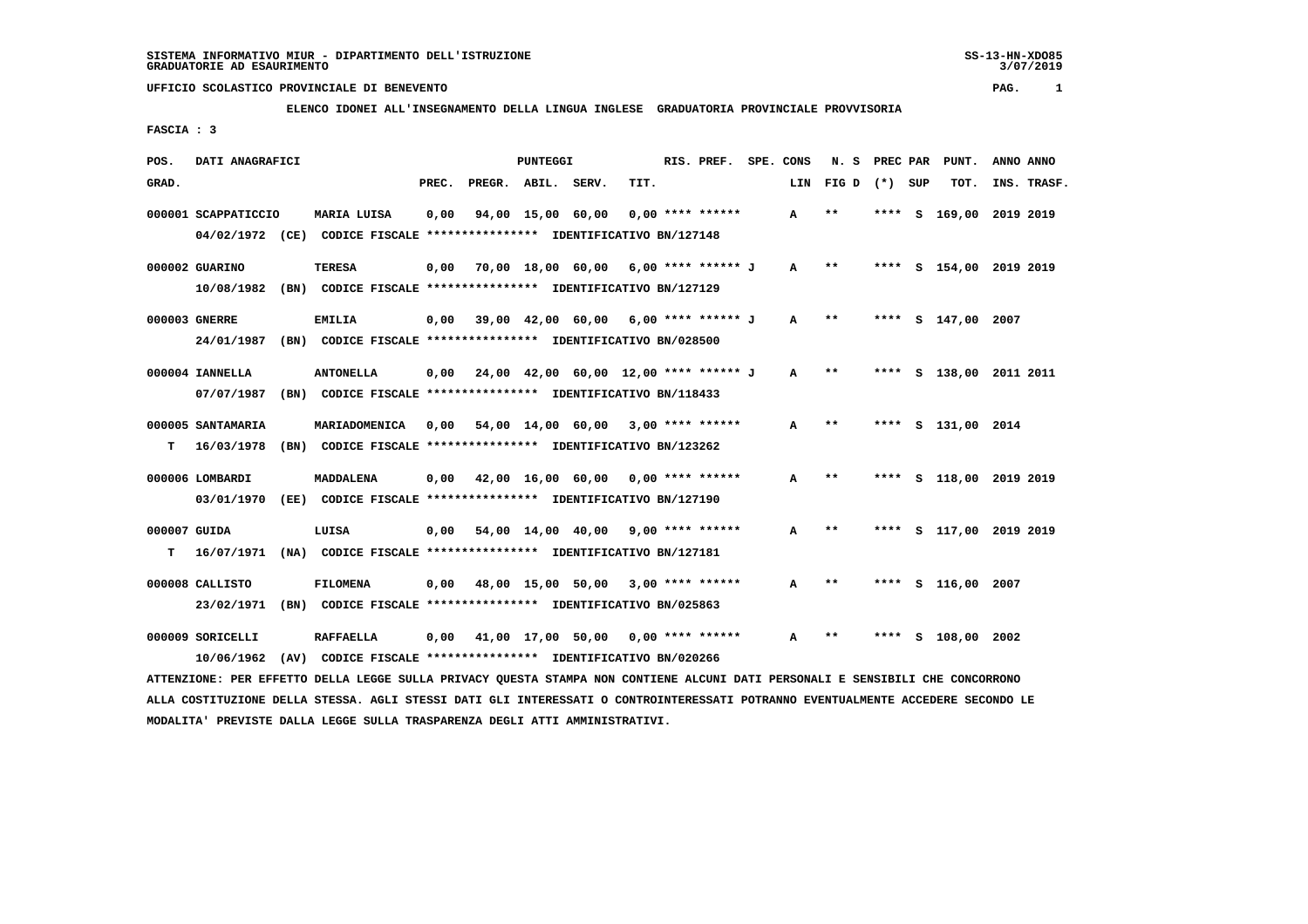SISTEMA INFORMATIVO MIUR - DIPARTIMENTO DELL'ISTRUZIONE
GRADUATORIE AD ESAURIMENTO

UFFICIO SCOLASTICO PROVINCIALE DI BENEVENTO

**ELENCO IDONEI ALL'INSEGNAMENTO DELLA LINGUA INGLESE GRADUATORIA PROVINCIALE PROVVISORIA**

**FASCIA : 3**

| POS. GRAD. | DATI ANAGRAFICI | | PREC. | PREGR. | ABIL. | SERV. | TIT. | RIS. PREF. | SPE. CONS LIN | N. S FIG D | PREC PAR (*) | SUP | PUNT. TOT. | ANNO INS. | ANNO TRASF. |
|---|---|---|---|---|---|---|---|---|---|---|---|---|---|---|---|
| 000001 | SCAPPATICCIO | MARIA LUISA | 0,00 | 94,00 | 15,00 | 60,00 | 0,00 | **** ****** | A | ** | **** | S | 169,00 | 2019 | 2019 |
| | 04/02/1972 (CE) CODICE FISCALE **************** IDENTIFICATIVO BN/127148 | | | | | | | | | | | | | | |
| 000002 | GUARINO | TERESA | 0,00 | 70,00 | 18,00 | 60,00 | 6,00 | **** ****** J | A | ** | **** | S | 154,00 | 2019 | 2019 |
| | 10/08/1982 (BN) CODICE FISCALE **************** IDENTIFICATIVO BN/127129 | | | | | | | | | | | | | | |
| 000003 | GNERRE | EMILIA | 0,00 | 39,00 | 42,00 | 60,00 | 6,00 | **** ****** J | A | ** | **** | S | 147,00 | 2007 | |
| | 24/01/1987 (BN) CODICE FISCALE **************** IDENTIFICATIVO BN/028500 | | | | | | | | | | | | | | |
| 000004 | IANNELLA | ANTONELLA | 0,00 | 24,00 | 42,00 | 60,00 | 12,00 | **** ****** J | A | ** | **** | S | 138,00 | 2011 | 2011 |
| | 07/07/1987 (BN) CODICE FISCALE **************** IDENTIFICATIVO BN/118433 | | | | | | | | | | | | | | |
| 000005 | SANTAMARIA | MARIADOMENICA | 0,00 | 54,00 | 14,00 | 60,00 | 3,00 | **** ****** | A | ** | **** | S | 131,00 | 2014 | |
| T | 16/03/1978 (BN) CODICE FISCALE **************** IDENTIFICATIVO BN/123262 | | | | | | | | | | | | | | |
| 000006 | LOMBARDI | MADDALENA | 0,00 | 42,00 | 16,00 | 60,00 | 0,00 | **** ****** | A | ** | **** | S | 118,00 | 2019 | 2019 |
| | 03/01/1970 (EE) CODICE FISCALE **************** IDENTIFICATIVO BN/127190 | | | | | | | | | | | | | | |
| 000007 | GUIDA | LUISA | 0,00 | 54,00 | 14,00 | 40,00 | 9,00 | **** ****** | A | ** | **** | S | 117,00 | 2019 | 2019 |
| T | 16/07/1971 (NA) CODICE FISCALE **************** IDENTIFICATIVO BN/127181 | | | | | | | | | | | | | | |
| 000008 | CALLISTO | FILOMENA | 0,00 | 48,00 | 15,00 | 50,00 | 3,00 | **** ****** | A | ** | **** | S | 116,00 | 2007 | |
| | 23/02/1971 (BN) CODICE FISCALE **************** IDENTIFICATIVO BN/025863 | | | | | | | | | | | | | | |
| 000009 | SORICELLI | RAFFAELLA | 0,00 | 41,00 | 17,00 | 50,00 | 0,00 | **** ****** | A | ** | **** | S | 108,00 | 2002 | |
| | 10/06/1962 (AV) CODICE FISCALE **************** IDENTIFICATIVO BN/020266 | | | | | | | | | | | | | | |

ATTENZIONE: PER EFFETTO DELLA LEGGE SULLA PRIVACY QUESTA STAMPA NON CONTIENE ALCUNI DATI PERSONALI E SENSIBILI CHE CONCORRONO ALLA COSTITUZIONE DELLA STESSA. AGLI STESSI DATI GLI INTERESSATI O CONTROINTERESSATI POTRANNO EVENTUALMENTE ACCEDERE SECONDO LE MODALITA' PREVISTE DALLA LEGGE SULLA TRASPARENZA DEGLI ATTI AMMINISTRATIVI.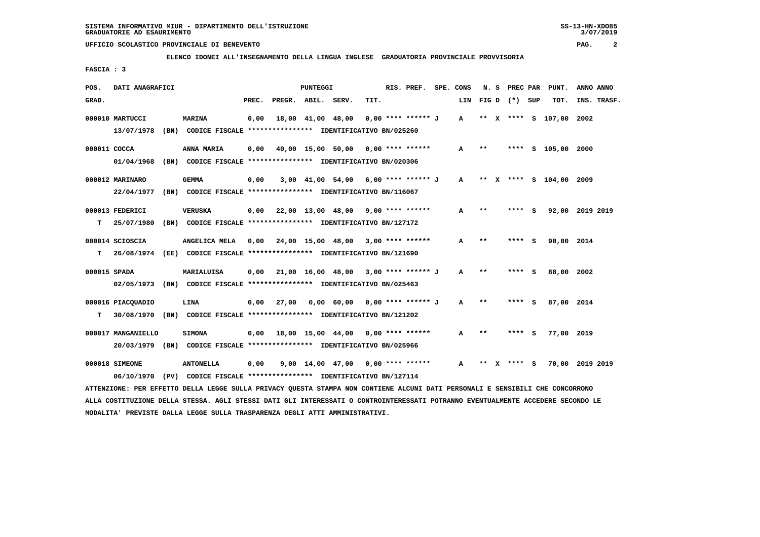SISTEMA INFORMATIVO MIUR - DIPARTIMENTO DELL'ISTRUZIONE
GRADUATORIE AD ESAURIMENTO

UFFICIO SCOLASTICO PROVINCIALE DI BENEVENTO

ELENCO IDONEI ALL'INSEGNAMENTO DELLA LINGUA INGLESE GRADUATORIA PROVINCIALE PROVVISORIA

FASCIA : 3

| POS. GRAD. | DATI ANAGRAFICI | | PREC. | PREGR. | ABIL. | SERV. | TIT. | RIS. PREF. | SPE. CONS LIN | N. S FIG D | PREC PAR (*) | SUP | PUNT. TOT. | ANNO INS. | ANNO TRASF. |
|---|---|---|---|---|---|---|---|---|---|---|---|---|---|---|---|
| 000010 | MARTUCCI | MARINA | 0,00 | 18,00 | 41,00 | 48,00 | 0,00 | **** ****** J | A | ** X | **** | S | 107,00 | 2002 | |
| | 13/07/1978 (BN) | CODICE FISCALE **************** IDENTIFICATIVO BN/025260 | | | | | | | | | | | | | |
| 000011 | COCCA | ANNA MARIA | 0,00 | 40,00 | 15,00 | 50,00 | 0,00 | **** ****** | A | ** | **** | S | 105,00 | 2000 | |
| | 01/04/1968 (BN) | CODICE FISCALE **************** IDENTIFICATIVO BN/020306 | | | | | | | | | | | | | |
| 000012 | MARINARO | GEMMA | 0,00 | 3,00 | 41,00 | 54,00 | 6,00 | **** ****** J | A | ** X | **** | S | 104,00 | 2009 | |
| | 22/04/1977 (BN) | CODICE FISCALE **************** IDENTIFICATIVO BN/116067 | | | | | | | | | | | | | |
| 000013 | FEDERICI | VERUSKA | 0,00 | 22,00 | 13,00 | 48,00 | 9,00 | **** ****** | A | ** | **** | S | 92,00 | 2019 | 2019 |
| T | 25/07/1980 (BN) | CODICE FISCALE **************** IDENTIFICATIVO BN/127172 | | | | | | | | | | | | | |
| 000014 | SCIOSCIA | ANGELICA MELA | 0,00 | 24,00 | 15,00 | 48,00 | 3,00 | **** ****** | A | ** | **** | S | 90,00 | 2014 | |
| T | 26/08/1974 (EE) | CODICE FISCALE **************** IDENTIFICATIVO BN/121690 | | | | | | | | | | | | | |
| 000015 | SPADA | MARIALUISA | 0,00 | 21,00 | 16,00 | 48,00 | 3,00 | **** ****** J | A | ** | **** | S | 88,00 | 2002 | |
| | 02/05/1973 (BN) | CODICE FISCALE **************** IDENTIFICATIVO BN/025463 | | | | | | | | | | | | | |
| 000016 | PIACQUADIO | LINA | 0,00 | 27,00 | 0,00 | 60,00 | 0,00 | **** ****** J | A | ** | **** | S | 87,00 | 2014 | |
| T | 30/08/1970 (BN) | CODICE FISCALE **************** IDENTIFICATIVO BN/121202 | | | | | | | | | | | | | |
| 000017 | MANGANIELLO | SIMONA | 0,00 | 18,00 | 15,00 | 44,00 | 0,00 | **** ****** | A | ** | **** | S | 77,00 | 2019 | |
| | 20/03/1979 (BN) | CODICE FISCALE **************** IDENTIFICATIVO BN/025966 | | | | | | | | | | | | | |
| 000018 | SIMEONE | ANTONELLA | 0,00 | 9,00 | 14,00 | 47,00 | 0,00 | **** ****** | A | ** X | **** | S | 70,00 | 2019 | 2019 |
| | 06/10/1970 (PV) | CODICE FISCALE **************** IDENTIFICATIVO BN/127114 | | | | | | | | | | | | | |

ATTENZIONE: PER EFFETTO DELLA LEGGE SULLA PRIVACY QUESTA STAMPA NON CONTIENE ALCUNI DATI PERSONALI E SENSIBILI CHE CONCORRONO ALLA COSTITUZIONE DELLA STESSA. AGLI STESSI DATI GLI INTERESSATI O CONTROINTERESSATI POTRANNO EVENTUALMENTE ACCEDERE SECONDO LE MODALITA' PREVISTE DALLA LEGGE SULLA TRASPARENZA DEGLI ATTI AMMINISTRATIVI.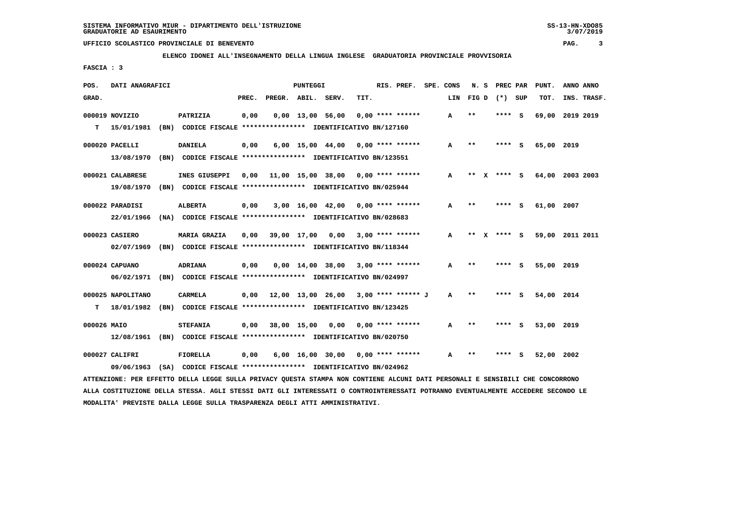SISTEMA INFORMATIVO MIUR - DIPARTIMENTO DELL'ISTRUZIONE
GRADUATORIE AD ESAURIMENTO

UFFICIO SCOLASTICO PROVINCIALE DI BENEVENTO

ELENCO IDONEI ALL'INSEGNAMENTO DELLA LINGUA INGLESE GRADUATORIA PROVINCIALE PROVVISORIA

FASCIA : 3

| POS. GRAD. | DATI ANAGRAFICI | | PREC. | PREGR. | ABIL. | SERV. | TIT. | RIS. PREF. | SPE. CONS LIN | N. S FIG D | PREC PAR (*) SUP | PUNT. TOT. | ANNO ANNO INS. TRASF. |
|---|---|---|---|---|---|---|---|---|---|---|---|---|---|
| 000019 | NOVIZIO | PATRIZIA | 0,00 | 0,00 | 13,00 | 56,00 | 0,00 | **** ****** | A | ** | **** S | 69,00 | 2019 2019 |
| T | 15/01/1981 (BN) CODICE FISCALE **************** IDENTIFICATIVO BN/127160 | | | | | | | | | | | | |
| 000020 | PACELLI | DANIELA | 0,00 | 6,00 | 15,00 | 44,00 | 0,00 | **** ****** | A | ** | **** S | 65,00 | 2019 |
| | 13/08/1970 (BN) CODICE FISCALE **************** IDENTIFICATIVO BN/123551 | | | | | | | | | | | | |
| 000021 | CALABRESE | INES GIUSEPPI | 0,00 | 11,00 | 15,00 | 38,00 | 0,00 | **** ****** | A | ** X | **** S | 64,00 | 2003 2003 |
| | 19/08/1970 (BN) CODICE FISCALE **************** IDENTIFICATIVO BN/025944 | | | | | | | | | | | | |
| 000022 | PARADISI | ALBERTA | 0,00 | 3,00 | 16,00 | 42,00 | 0,00 | **** ****** | A | ** | **** S | 61,00 | 2007 |
| | 22/01/1966 (NA) CODICE FISCALE **************** IDENTIFICATIVO BN/028683 | | | | | | | | | | | | |
| 000023 | CASIERO | MARIA GRAZIA | 0,00 | 39,00 | 17,00 | 0,00 | 3,00 | **** ****** | A | ** X | **** S | 59,00 | 2011 2011 |
| | 02/07/1969 (BN) CODICE FISCALE **************** IDENTIFICATIVO BN/118344 | | | | | | | | | | | | |
| 000024 | CAPUANO | ADRIANA | 0,00 | 0,00 | 14,00 | 38,00 | 3,00 | **** ****** | A | ** | **** S | 55,00 | 2019 |
| | 06/02/1971 (BN) CODICE FISCALE **************** IDENTIFICATIVO BN/024997 | | | | | | | | | | | | |
| 000025 | NAPOLITANO | CARMELA | 0,00 | 12,00 | 13,00 | 26,00 | 3,00 | **** ****** J | A | ** | **** S | 54,00 | 2014 |
| T | 18/01/1982 (BN) CODICE FISCALE **************** IDENTIFICATIVO BN/123425 | | | | | | | | | | | | |
| 000026 | MAIO | STEFANIA | 0,00 | 38,00 | 15,00 | 0,00 | 0,00 | **** ****** | A | ** | **** S | 53,00 | 2019 |
| | 12/08/1961 (BN) CODICE FISCALE **************** IDENTIFICATIVO BN/020750 | | | | | | | | | | | | |
| 000027 | CALIFRI | FIORELLA | 0,00 | 6,00 | 16,00 | 30,00 | 0,00 | **** ****** | A | ** | **** S | 52,00 | 2002 |
| | 09/06/1963 (SA) CODICE FISCALE **************** IDENTIFICATIVO BN/024962 | | | | | | | | | | | | |

ATTENZIONE: PER EFFETTO DELLA LEGGE SULLA PRIVACY QUESTA STAMPA NON CONTIENE ALCUNI DATI PERSONALI E SENSIBILI CHE CONCORRONO ALLA COSTITUZIONE DELLA STESSA. AGLI STESSI DATI GLI INTERESSATI O CONTROINTERESSATI POTRANNO EVENTUALMENTE ACCEDERE SECONDO LE MODALITA' PREVISTE DALLA LEGGE SULLA TRASPARENZA DEGLI ATTI AMMINISTRATIVI.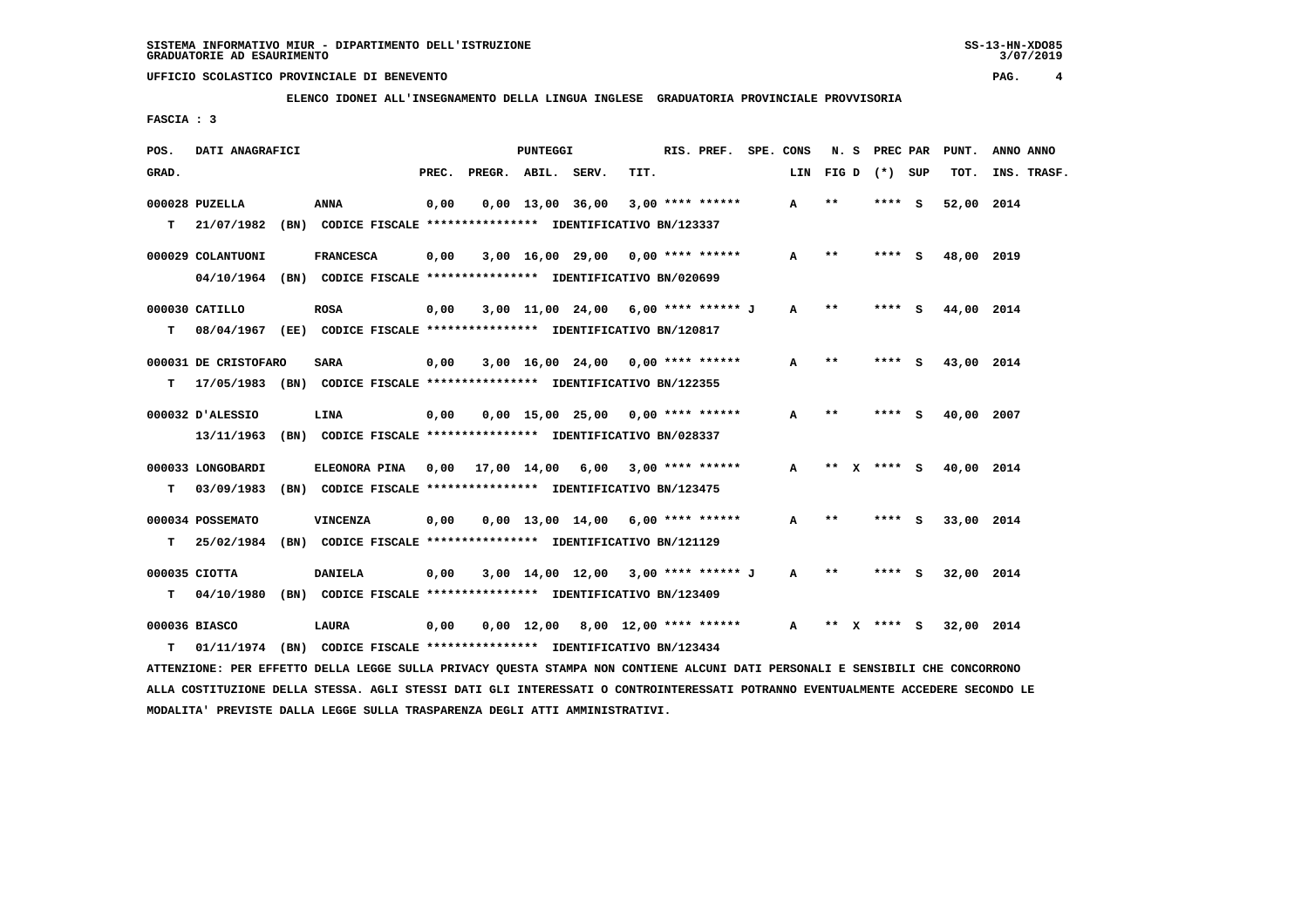SISTEMA INFORMATIVO MIUR - DIPARTIMENTO DELL'ISTRUZIONE
GRADUATORIE AD ESAURIMENTO

UFFICIO SCOLASTICO PROVINCIALE DI BENEVENTO

ELENCO IDONEI ALL'INSEGNAMENTO DELLA LINGUA INGLESE GRADUATORIA PROVINCIALE PROVVISORIA

FASCIA : 3

| POS. GRAD. | DATI ANAGRAFICI | | PREC. | PREGR. | ABIL. | SERV. | TIT. | RIS. PREF. | SPE. CONS | LIN | N. S FIG D | PREC PAR (*) | SUP | PUNT. TOT. | ANNO ANNO INS. TRASF. |
|---|---|---|---|---|---|---|---|---|---|---|---|---|---|---|---|
| 000028 | PUZELLA | ANNA | 0,00 | 0,00 | 13,00 | 36,00 | 3,00 | **** ****** | | A | ** | **** | S | 52,00 | 2014 |
| T | 21/07/1982 (BN) CODICE FISCALE **************** IDENTIFICATIVO BN/123337 | | | | | | | | | | | | | | |
| 000029 | COLANTUONI | FRANCESCA | 0,00 | 3,00 | 16,00 | 29,00 | 0,00 | **** ****** | | A | ** | **** | S | 48,00 | 2019 |
| | 04/10/1964 (BN) CODICE FISCALE **************** IDENTIFICATIVO BN/020699 | | | | | | | | | | | | | | |
| 000030 | CATILLO | ROSA | 0,00 | 3,00 | 11,00 | 24,00 | 6,00 | **** ****** J | | A | ** | **** | S | 44,00 | 2014 |
| T | 08/04/1967 (EE) CODICE FISCALE **************** IDENTIFICATIVO BN/120817 | | | | | | | | | | | | | | |
| 000031 | DE CRISTOFARO | SARA | 0,00 | 3,00 | 16,00 | 24,00 | 0,00 | **** ****** | | A | ** | **** | S | 43,00 | 2014 |
| T | 17/05/1983 (BN) CODICE FISCALE **************** IDENTIFICATIVO BN/122355 | | | | | | | | | | | | | | |
| 000032 | D'ALESSIO | LINA | 0,00 | 0,00 | 15,00 | 25,00 | 0,00 | **** ****** | | A | ** | **** | S | 40,00 | 2007 |
| | 13/11/1963 (BN) CODICE FISCALE **************** IDENTIFICATIVO BN/028337 | | | | | | | | | | | | | | |
| 000033 | LONGOBARDI | ELEONORA PINA | 0,00 | 17,00 | 14,00 | 6,00 | 3,00 | **** ****** | | A | ** X | **** | S | 40,00 | 2014 |
| T | 03/09/1983 (BN) CODICE FISCALE **************** IDENTIFICATIVO BN/123475 | | | | | | | | | | | | | | |
| 000034 | POSSEMATO | VINCENZA | 0,00 | 0,00 | 13,00 | 14,00 | 6,00 | **** ****** | | A | ** | **** | S | 33,00 | 2014 |
| T | 25/02/1984 (BN) CODICE FISCALE **************** IDENTIFICATIVO BN/121129 | | | | | | | | | | | | | | |
| 000035 | CIOTTA | DANIELA | 0,00 | 3,00 | 14,00 | 12,00 | 3,00 | **** ****** J | | A | ** | **** | S | 32,00 | 2014 |
| T | 04/10/1980 (BN) CODICE FISCALE **************** IDENTIFICATIVO BN/123409 | | | | | | | | | | | | | | |
| 000036 | BIASCO | LAURA | 0,00 | 0,00 | 12,00 | 8,00 | 12,00 | **** ****** | | A | ** X | **** | S | 32,00 | 2014 |
| T | 01/11/1974 (BN) CODICE FISCALE **************** IDENTIFICATIVO BN/123434 | | | | | | | | | | | | | | |

ATTENZIONE: PER EFFETTO DELLA LEGGE SULLA PRIVACY QUESTA STAMPA NON CONTIENE ALCUNI DATI PERSONALI E SENSIBILI CHE CONCORRONO ALLA COSTITUZIONE DELLA STESSA. AGLI STESSI DATI GLI INTERESSATI O CONTROINTERESSATI POTRANNO EVENTUALMENTE ACCEDERE SECONDO LE MODALITA' PREVISTE DALLA LEGGE SULLA TRASPARENZA DEGLI ATTI AMMINISTRATIVI.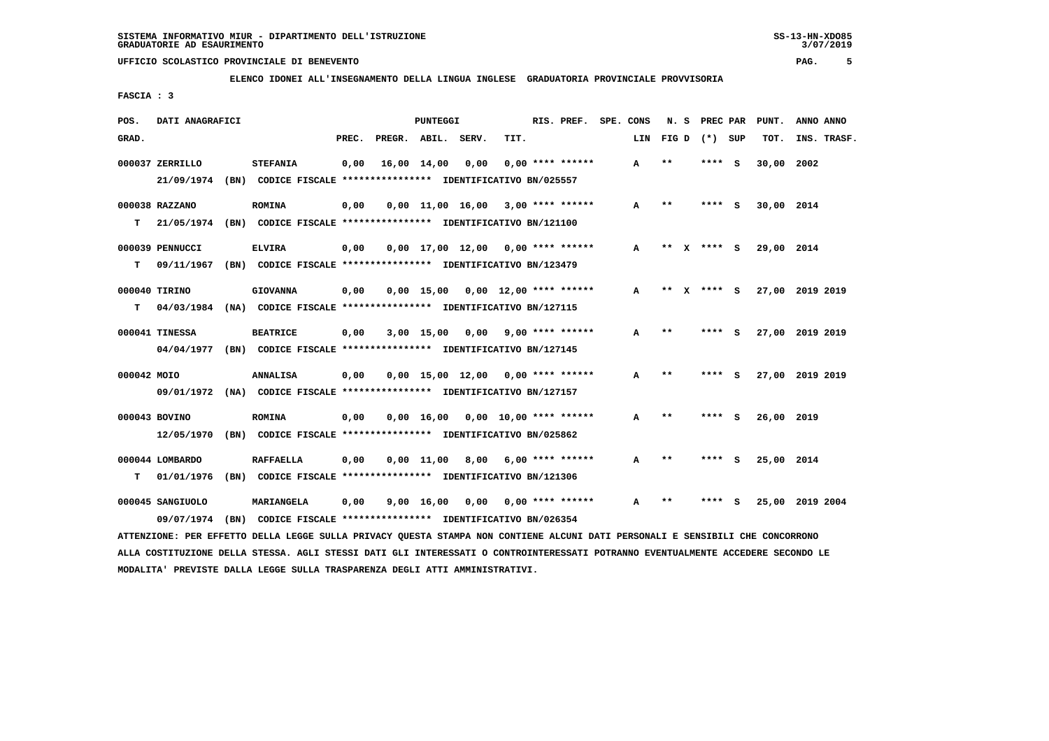SISTEMA INFORMATIVO MIUR - DIPARTIMENTO DELL'ISTRUZIONE
GRADUATORIE AD ESAURIMENTO

UFFICIO SCOLASTICO PROVINCIALE DI BENEVENTO

**ELENCO IDONEI ALL'INSEGNAMENTO DELLA LINGUA INGLESE GRADUATORIA PROVINCIALE PROVVISORIA**

FASCIA : 3

| POS. GRAD. | DATI ANAGRAFICI | | PREC. | PREGR. | ABIL. | SERV. | TIT. | RIS. PREF. | SPE. CONS LIN | N. S FIG D | PREC PAR (*) SUP | PUNT. TOT. | ANNO INS. | ANNO TRASF. |
|---|---|---|---|---|---|---|---|---|---|---|---|---|---|---|
| 000037 | ZERRILLO | STEFANIA | 0,00 | 16,00 | 14,00 | 0,00 | 0,00 | **** ****** | A | ** | **** S | 30,00 | 2002 | |
| | 21/09/1974 (BN) CODICE FISCALE **************** IDENTIFICATIVO BN/025557 | | | | | | | | | | | | | |
| 000038 | RAZZANO | ROMINA | 0,00 | 0,00 | 11,00 | 16,00 | 3,00 | **** ****** | A | ** | **** S | 30,00 | 2014 | |
| T | 21/05/1974 (BN) CODICE FISCALE **************** IDENTIFICATIVO BN/121100 | | | | | | | | | | | | | |
| 000039 | PENNUCCI | ELVIRA | 0,00 | 0,00 | 17,00 | 12,00 | 0,00 | **** ****** | A | ** X | **** S | 29,00 | 2014 | |
| T | 09/11/1967 (BN) CODICE FISCALE **************** IDENTIFICATIVO BN/123479 | | | | | | | | | | | | | |
| 000040 | TIRINO | GIOVANNA | 0,00 | 0,00 | 15,00 | 0,00 | 12,00 | **** ****** | A | ** X | **** S | 27,00 | 2019 | 2019 |
| T | 04/03/1984 (NA) CODICE FISCALE **************** IDENTIFICATIVO BN/127115 | | | | | | | | | | | | | |
| 000041 | TINESSA | BEATRICE | 0,00 | 3,00 | 15,00 | 0,00 | 9,00 | **** ****** | A | ** | **** S | 27,00 | 2019 | 2019 |
| | 04/04/1977 (BN) CODICE FISCALE **************** IDENTIFICATIVO BN/127145 | | | | | | | | | | | | | |
| 000042 | MOIO | ANNALISA | 0,00 | 0,00 | 15,00 | 12,00 | 0,00 | **** ****** | A | ** | **** S | 27,00 | 2019 | 2019 |
| | 09/01/1972 (NA) CODICE FISCALE **************** IDENTIFICATIVO BN/127157 | | | | | | | | | | | | | |
| 000043 | BOVINO | ROMINA | 0,00 | 0,00 | 16,00 | 0,00 | 10,00 | **** ****** | A | ** | **** S | 26,00 | 2019 | |
| | 12/05/1970 (BN) CODICE FISCALE **************** IDENTIFICATIVO BN/025862 | | | | | | | | | | | | | |
| 000044 | LOMBARDO | RAFFAELLA | 0,00 | 0,00 | 11,00 | 8,00 | 6,00 | **** ****** | A | ** | **** S | 25,00 | 2014 | |
| T | 01/01/1976 (BN) CODICE FISCALE **************** IDENTIFICATIVO BN/121306 | | | | | | | | | | | | | |
| 000045 | SANGIUOLO | MARIANGELA | 0,00 | 9,00 | 16,00 | 0,00 | 0,00 | **** ****** | A | ** | **** S | 25,00 | 2019 | 2004 |
| | 09/07/1974 (BN) CODICE FISCALE **************** IDENTIFICATIVO BN/026354 | | | | | | | | | | | | | |

ATTENZIONE: PER EFFETTO DELLA LEGGE SULLA PRIVACY QUESTA STAMPA NON CONTIENE ALCUNI DATI PERSONALI E SENSIBILI CHE CONCORRONO ALLA COSTITUZIONE DELLA STESSA. AGLI STESSI DATI GLI INTERESSATI O CONTROINTERESSATI POTRANNO EVENTUALMENTE ACCEDERE SECONDO LE MODALITA' PREVISTE DALLA LEGGE SULLA TRASPARENZA DEGLI ATTI AMMINISTRATIVI.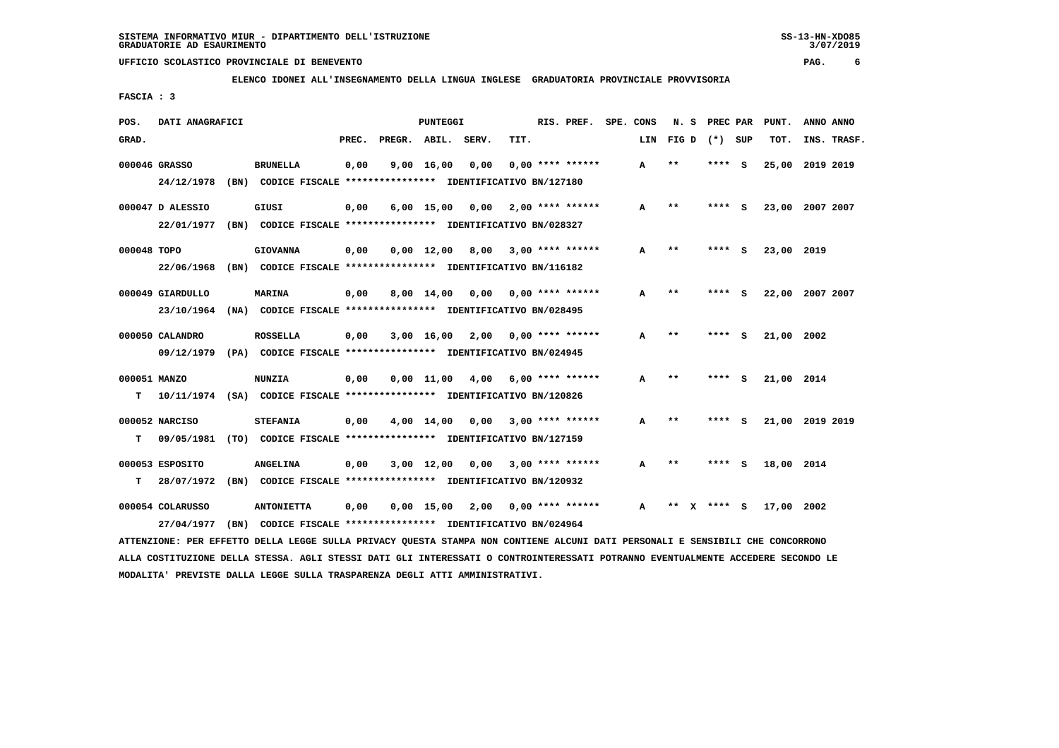SISTEMA INFORMATIVO MIUR - DIPARTIMENTO DELL'ISTRUZIONE
GRADUATORIE AD ESAURIMENTO

UFFICIO SCOLASTICO PROVINCIALE DI BENEVENTO

**ELENCO IDONEI ALL'INSEGNAMENTO DELLA LINGUA INGLESE GRADUATORIA PROVINCIALE PROVVISORIA**

FASCIA : 3

| POS. GRAD. | DATI ANAGRAFICI | | PREC. | PREGR. | ABIL. | SERV. | TIT. | RIS. PREF. | SPE. CONS | LIN | N. S FIG D | PREC PAR (*) | SUP | PUNT. TOT. | ANNO INS. | ANNO TRASF. |
|---|---|---|---|---|---|---|---|---|---|---|---|---|---|---|---|---|
| 000046 GRASSO | BRUNELLA | | 0,00 | 9,00 | 16,00 | 0,00 | 0,00 | **** ****** | | A | ** | **** | S | 25,00 | 2019 | 2019 |
| | 24/12/1978 (BN) CODICE FISCALE **************** IDENTIFICATIVO BN/127180 | | | | | | | | | | | | | | | |
| 000047 D ALESSIO | GIUSI | | 0,00 | 6,00 | 15,00 | 0,00 | 2,00 | **** ****** | | A | ** | **** | S | 23,00 | 2007 | 2007 |
| | 22/01/1977 (BN) CODICE FISCALE **************** IDENTIFICATIVO BN/028327 | | | | | | | | | | | | | | | |
| 000048 TOPO | GIOVANNA | | 0,00 | 0,00 | 12,00 | 8,00 | 3,00 | **** ****** | | A | ** | **** | S | 23,00 | 2019 | |
| | 22/06/1968 (BN) CODICE FISCALE **************** IDENTIFICATIVO BN/116182 | | | | | | | | | | | | | | | |
| 000049 GIARDULLO | MARINA | | 0,00 | 8,00 | 14,00 | 0,00 | 0,00 | **** ****** | | A | ** | **** | S | 22,00 | 2007 | 2007 |
| | 23/10/1964 (NA) CODICE FISCALE **************** IDENTIFICATIVO BN/028495 | | | | | | | | | | | | | | | |
| 000050 CALANDRO | ROSSELLA | | 0,00 | 3,00 | 16,00 | 2,00 | 0,00 | **** ****** | | A | ** | **** | S | 21,00 | 2002 | |
| | 09/12/1979 (PA) CODICE FISCALE **************** IDENTIFICATIVO BN/024945 | | | | | | | | | | | | | | | |
| 000051 MANZO | NUNZIA | | 0,00 | 0,00 | 11,00 | 4,00 | 6,00 | **** ****** | | A | ** | **** | S | 21,00 | 2014 | |
| T | 10/11/1974 (SA) CODICE FISCALE **************** IDENTIFICATIVO BN/120826 | | | | | | | | | | | | | | | |
| 000052 NARCISO | STEFANIA | | 0,00 | 4,00 | 14,00 | 0,00 | 3,00 | **** ****** | | A | ** | **** | S | 21,00 | 2019 | 2019 |
| T | 09/05/1981 (TO) CODICE FISCALE **************** IDENTIFICATIVO BN/127159 | | | | | | | | | | | | | | | |
| 000053 ESPOSITO | ANGELINA | | 0,00 | 3,00 | 12,00 | 0,00 | 3,00 | **** ****** | | A | ** | **** | S | 18,00 | 2014 | |
| T | 28/07/1972 (BN) CODICE FISCALE **************** IDENTIFICATIVO BN/120932 | | | | | | | | | | | | | | | |
| 000054 COLARUSSO | ANTONIETTA | | 0,00 | 0,00 | 15,00 | 2,00 | 0,00 | **** ****** | | A | ** X | **** | S | 17,00 | 2002 | |
| | 27/04/1977 (BN) CODICE FISCALE **************** IDENTIFICATIVO BN/024964 | | | | | | | | | | | | | | | |

ATTENZIONE: PER EFFETTO DELLA LEGGE SULLA PRIVACY QUESTA STAMPA NON CONTIENE ALCUNI DATI PERSONALI E SENSIBILI CHE CONCORRONO ALLA COSTITUZIONE DELLA STESSA. AGLI STESSI DATI GLI INTERESSATI O CONTROINTERESSATI POTRANNO EVENTUALMENTE ACCEDERE SECONDO LE MODALITA' PREVISTE DALLA LEGGE SULLA TRASPARENZA DEGLI ATTI AMMINISTRATIVI.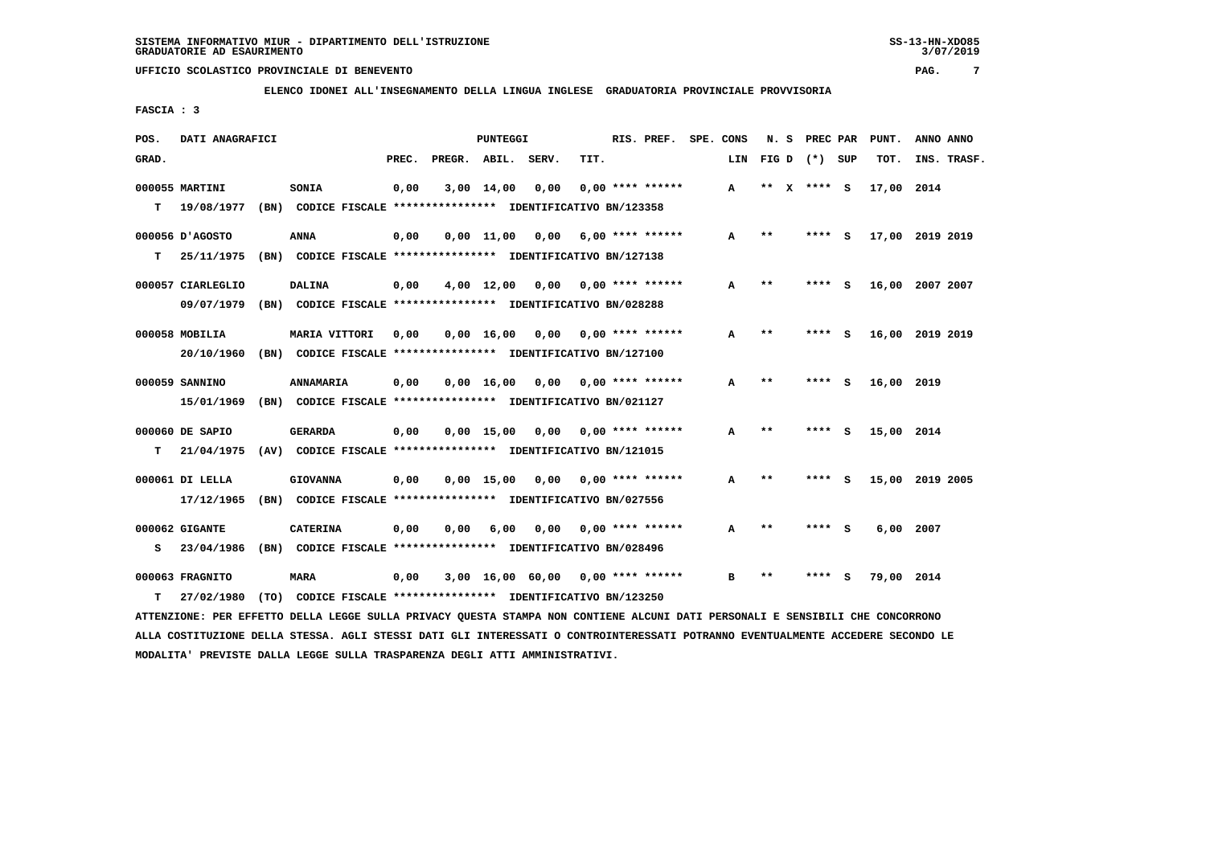SISTEMA INFORMATIVO MIUR - DIPARTIMENTO DELL'ISTRUZIONE
GRADUATORIE AD ESAURIMENTO

UFFICIO SCOLASTICO PROVINCIALE DI BENEVENTO

ELENCO IDONEI ALL'INSEGNAMENTO DELLA LINGUA INGLESE GRADUATORIA PROVINCIALE PROVVISORIA

FASCIA : 3

| POS. GRAD. | DATI ANAGRAFICI | | PREC. | PREGR. | ABIL. | SERV. | TIT. | RIS. PREF. | SPE. CONS LIN | N. S FIG D | PREC PAR (*) SUP | PUNT. TOT. | ANNO INS. | ANNO TRASF. |
|---|---|---|---|---|---|---|---|---|---|---|---|---|---|---|
| 000055 | MARTINI | SONIA | 0,00 | 3,00 | 14,00 | 0,00 | 0,00 | **** ****** | A | ** X | **** S | 17,00 | 2014 | |
| T | 19/08/1977 (BN) | CODICE FISCALE **************** IDENTIFICATIVO BN/123358 | | | | | | | | | | | | |
| 000056 | D'AGOSTO | ANNA | 0,00 | 0,00 | 11,00 | 0,00 | 6,00 | **** ****** | A | ** | **** S | 17,00 | 2019 | 2019 |
| T | 25/11/1975 (BN) | CODICE FISCALE **************** IDENTIFICATIVO BN/127138 | | | | | | | | | | | | |
| 000057 | CIARLEGLIO | DALINA | 0,00 | 4,00 | 12,00 | 0,00 | 0,00 | **** ****** | A | ** | **** S | 16,00 | 2007 | 2007 |
| | 09/07/1979 (BN) | CODICE FISCALE **************** IDENTIFICATIVO BN/028288 | | | | | | | | | | | | |
| 000058 | MOBILIA | MARIA VITTORI | 0,00 | 0,00 | 16,00 | 0,00 | 0,00 | **** ****** | A | ** | **** S | 16,00 | 2019 | 2019 |
| | 20/10/1960 (BN) | CODICE FISCALE **************** IDENTIFICATIVO BN/127100 | | | | | | | | | | | | |
| 000059 | SANNINO | ANNAMARIA | 0,00 | 0,00 | 16,00 | 0,00 | 0,00 | **** ****** | A | ** | **** S | 16,00 | 2019 | |
| | 15/01/1969 (BN) | CODICE FISCALE **************** IDENTIFICATIVO BN/021127 | | | | | | | | | | | | |
| 000060 | DE SAPIO | GERARDA | 0,00 | 0,00 | 15,00 | 0,00 | 0,00 | **** ****** | A | ** | **** S | 15,00 | 2014 | |
| T | 21/04/1975 (AV) | CODICE FISCALE **************** IDENTIFICATIVO BN/121015 | | | | | | | | | | | | |
| 000061 | DI LELLA | GIOVANNA | 0,00 | 0,00 | 15,00 | 0,00 | 0,00 | **** ****** | A | ** | **** S | 15,00 | 2019 | 2005 |
| | 17/12/1965 (BN) | CODICE FISCALE **************** IDENTIFICATIVO BN/027556 | | | | | | | | | | | | |
| 000062 | GIGANTE | CATERINA | 0,00 | 0,00 | 6,00 | 0,00 | 0,00 | **** ****** | A | ** | **** S | 6,00 | 2007 | |
| S | 23/04/1986 (BN) | CODICE FISCALE **************** IDENTIFICATIVO BN/028496 | | | | | | | | | | | | |
| 000063 | FRAGNITO | MARA | 0,00 | 3,00 | 16,00 | 60,00 | 0,00 | **** ****** | B | ** | **** S | 79,00 | 2014 | |
| T | 27/02/1980 (TO) | CODICE FISCALE **************** IDENTIFICATIVO BN/123250 | | | | | | | | | | | | |

ATTENZIONE: PER EFFETTO DELLA LEGGE SULLA PRIVACY QUESTA STAMPA NON CONTIENE ALCUNI DATI PERSONALI E SENSIBILI CHE CONCORRONO ALLA COSTITUZIONE DELLA STESSA. AGLI STESSI DATI GLI INTERESSATI O CONTROINTERESSATI POTRANNO EVENTUALMENTE ACCEDERE SECONDO LE MODALITA' PREVISTE DALLA LEGGE SULLA TRASPARENZA DEGLI ATTI AMMINISTRATIVI.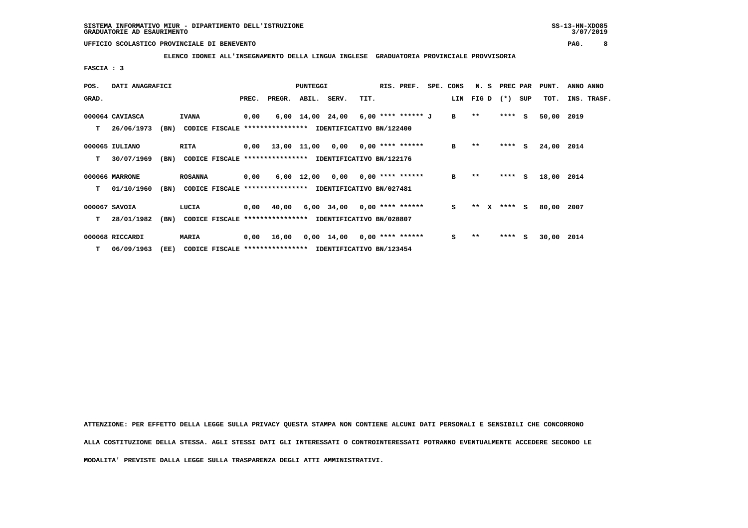SISTEMA INFORMATIVO MIUR - DIPARTIMENTO DELL'ISTRUZIONE
GRADUATORIE AD ESAURIMENTO

UFFICIO SCOLASTICO PROVINCIALE DI BENEVENTO

**ELENCO IDONEI ALL'INSEGNAMENTO DELLA LINGUA INGLESE GRADUATORIA PROVINCIALE PROVVISORIA**

**FASCIA : 3**

| POS. GRAD. | DATI ANAGRAFICI | | PREC. | PREGR. | ABIL. | SERV. | TIT. | RIS. PREF. | SPE. CONS LIN | N. S FIG D | PREC PAR (*) SUP | PUNT. TOT. | ANNO INS. | ANNO TRASF. |
|---|---|---|---|---|---|---|---|---|---|---|---|---|---|---|
| 000064 | CAVIASCA | IVANA | 0,00 | 6,00 | 14,00 | 24,00 | 6,00 | **** ****** J | B | ** | **** S | 50,00 | 2019 | |
| T | 26/06/1973 (BN) | CODICE FISCALE **************** IDENTIFICATIVO BN/122400 | | | | | | | | | | | | |
| 000065 | IULIANO | RITA | 0,00 | 13,00 | 11,00 | 0,00 | 0,00 | **** ****** | B | ** | **** S | 24,00 | 2014 | |
| T | 30/07/1969 (BN) | CODICE FISCALE **************** IDENTIFICATIVO BN/122176 | | | | | | | | | | | | |
| 000066 | MARRONE | ROSANNA | 0,00 | 6,00 | 12,00 | 0,00 | 0,00 | **** ****** | B | ** | **** S | 18,00 | 2014 | |
| T | 01/10/1960 (BN) | CODICE FISCALE **************** IDENTIFICATIVO BN/027481 | | | | | | | | | | | | |
| 000067 | SAVOIA | LUCIA | 0,00 | 40,00 | 6,00 | 34,00 | 0,00 | **** ****** | S | ** X | **** S | 80,00 | 2007 | |
| T | 28/01/1982 (BN) | CODICE FISCALE **************** IDENTIFICATIVO BN/028807 | | | | | | | | | | | | |
| 000068 | RICCARDI | MARIA | 0,00 | 16,00 | 0,00 | 14,00 | 0,00 | **** ****** | S | ** | **** S | 30,00 | 2014 | |
| T | 06/09/1963 (EE) | CODICE FISCALE **************** IDENTIFICATIVO BN/123454 | | | | | | | | | | | | |

ATTENZIONE: PER EFFETTO DELLA LEGGE SULLA PRIVACY QUESTA STAMPA NON CONTIENE ALCUNI DATI PERSONALI E SENSIBILI CHE CONCORRONO ALLA COSTITUZIONE DELLA STESSA. AGLI STESSI DATI GLI INTERESSATI O CONTROINTERESSATI POTRANNO EVENTUALMENTE ACCEDERE SECONDO LE MODALITA' PREVISTE DALLA LEGGE SULLA TRASPARENZA DEGLI ATTI AMMINISTRATIVI.